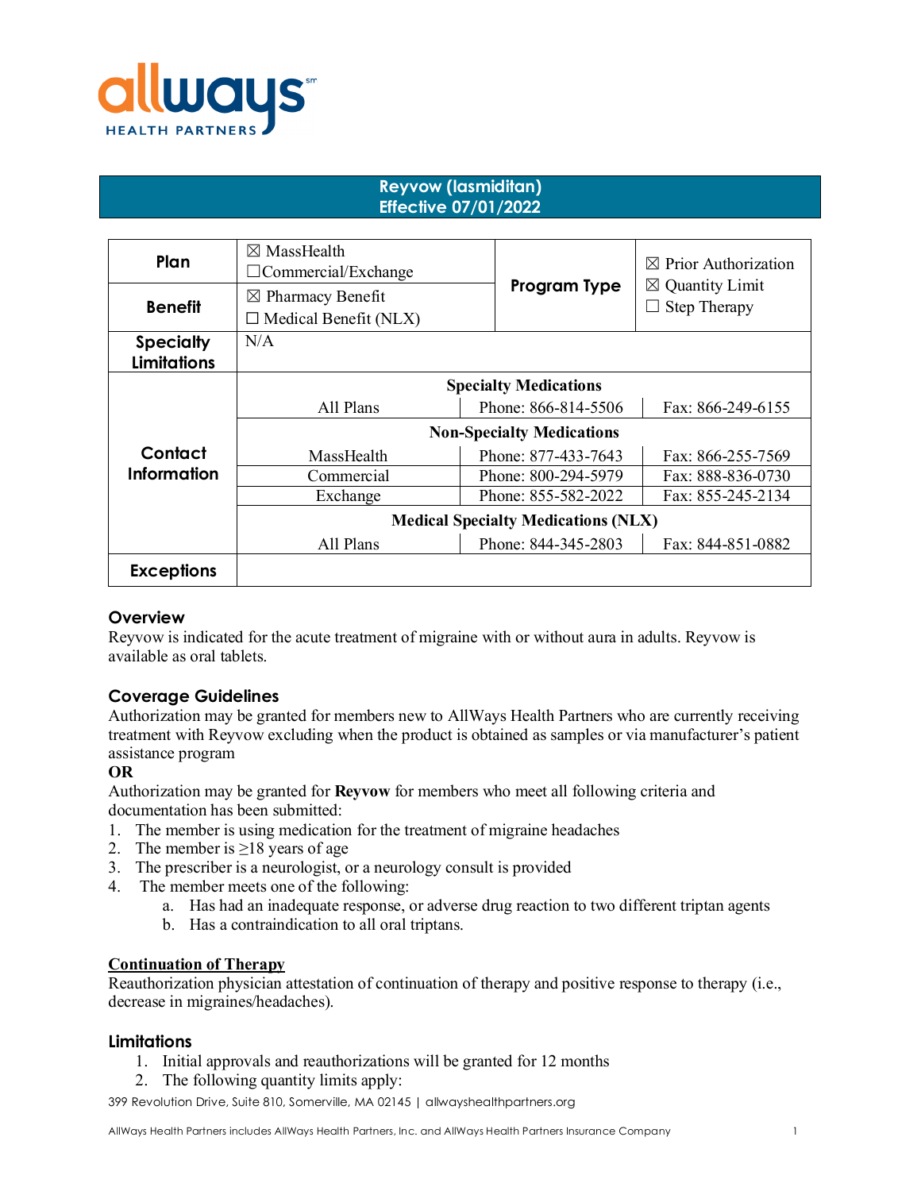# Reyvow (lasmiditan)
## Effective 07/01/2022

| | | | | |
|---|---|---|---|---|
| **Plan** | ☒ MassHealth<br>☐ Commercial/Exchange | | **Program Type** | ☒ Prior Authorization<br>☒ Quantity Limit<br>☐ Step Therapy |
| **Benefit** | ☒ Pharmacy Benefit<br>☐ Medical Benefit (NLX) | | | |
| **Specialty Limitations** | N/A | | | |
| **Contact Information** | **Specialty Medications** | | | |
| | All Plans | Phone: 866-814-5506 | Fax: 866-249-6155 | |
| | **Non-Specialty Medications** | | | |
| | MassHealth | Phone: 877-433-7643 | Fax: 866-255-7569 | |
| | Commercial | Phone: 800-294-5979 | Fax: 888-836-0730 | |
| | Exchange | Phone: 855-582-2022 | Fax: 855-245-2134 | |
| | **Medical Specialty Medications (NLX)** | | | |
| | All Plans | Phone: 844-345-2803 | Fax: 844-851-0882 | |
| **Exceptions** | | | | |

## Overview

Reyvow is indicated for the acute treatment of migraine with or without aura in adults. Reyvow is available as oral tablets.

## Coverage Guidelines

Authorization may be granted for members new to AllWays Health Partners who are currently receiving treatment with Reyvow excluding when the product is obtained as samples or via manufacturer's patient assistance program

**OR**

Authorization may be granted for **Reyvow** for members who meet all following criteria and documentation has been submitted:

1. The member is using medication for the treatment of migraine headaches
2. The member is ≥18 years of age
3. The prescriber is a neurologist, or a neurology consult is provided
4. The member meets one of the following:
    a. Has had an inadequate response, or adverse drug reaction to two different triptan agents
    b. Has a contraindication to all oral triptans.

**Continuation of Therapy**

Reauthorization physician attestation of continuation of therapy and positive response to therapy (i.e., decrease in migraines/headaches).

## Limitations

1. Initial approvals and reauthorizations will be granted for 12 months
2. The following quantity limits apply:

399 Revolution Drive, Suite 810, Somerville, MA 02145 | allwayshealthpartners.org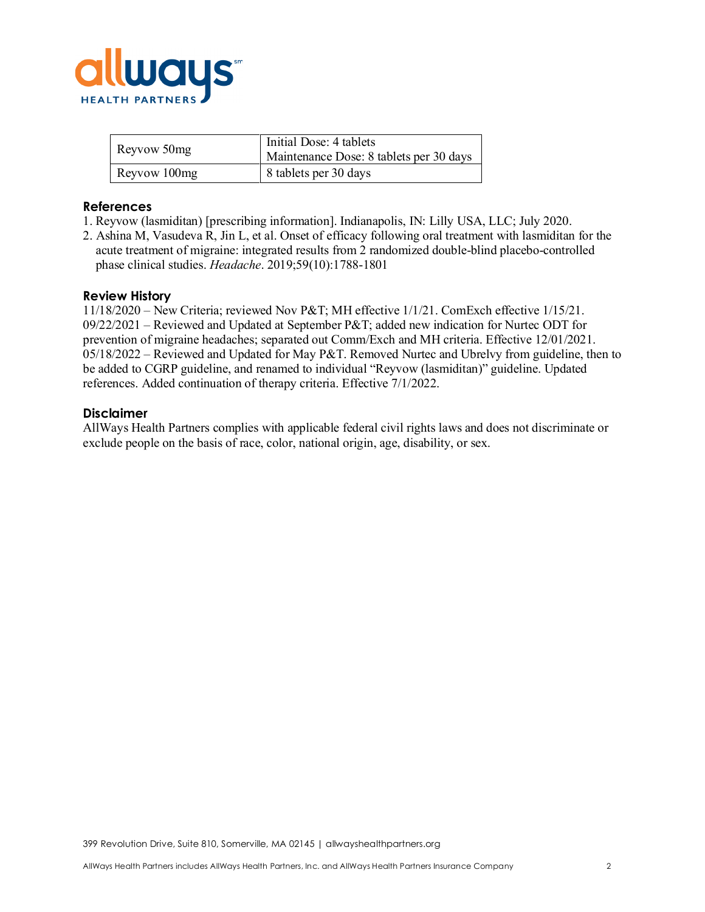| | |
|---|---|
| Reyvow 50mg | Initial Dose: 4 tablets<br>Maintenance Dose: 8 tablets per 30 days |
| Reyvow 100mg | 8 tablets per 30 days |

## References

1. Reyvow (lasmiditan) [prescribing information]. Indianapolis, IN: Lilly USA, LLC; July 2020.
2. Ashina M, Vasudeva R, Jin L, et al. Onset of efficacy following oral treatment with lasmiditan for the acute treatment of migraine: integrated results from 2 randomized double-blind placebo-controlled phase clinical studies. *Headache*. 2019;59(10):1788-1801

## Review History

11/18/2020 – New Criteria; reviewed Nov P&T; MH effective 1/1/21. ComExch effective 1/15/21.
09/22/2021 – Reviewed and Updated at September P&T; added new indication for Nurtec ODT for prevention of migraine headaches; separated out Comm/Exch and MH criteria. Effective 12/01/2021.
05/18/2022 – Reviewed and Updated for May P&T. Removed Nurtec and Ubrelvy from guideline, then to be added to CGRP guideline, and renamed to individual "Reyvow (lasmiditan)" guideline. Updated references. Added continuation of therapy criteria. Effective 7/1/2022.

## Disclaimer

AllWays Health Partners complies with applicable federal civil rights laws and does not discriminate or exclude people on the basis of race, color, national origin, age, disability, or sex.